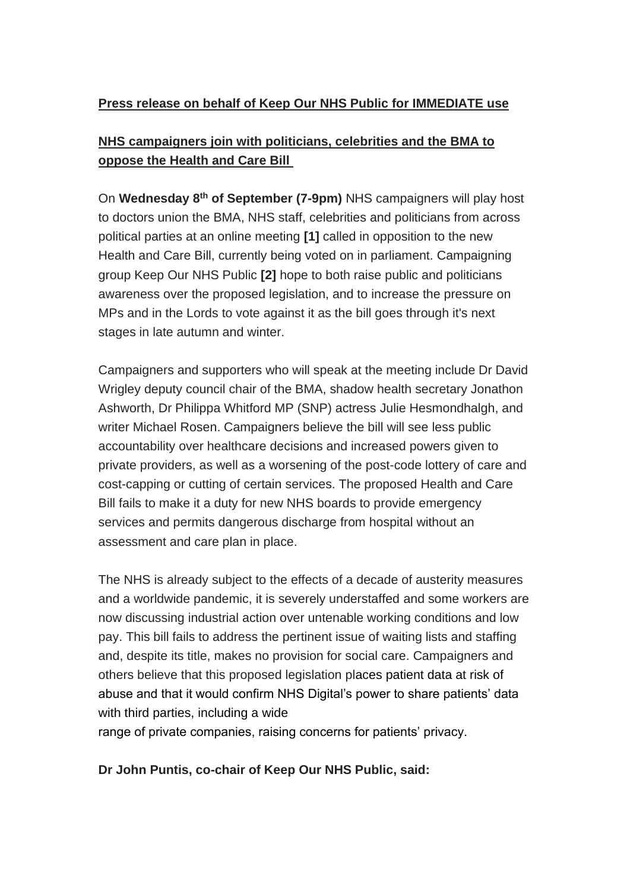**Press release on behalf of Keep Our NHS Public for IMMEDIATE use**

**NHS campaigners join with politicians, celebrities and the BMA to oppose the Health and Care Bill**

On **Wednesday 8th of September (7-9pm)** NHS campaigners will play host to doctors union the BMA, NHS staff, celebrities and politicians from across political parties at an online meeting **[1]** called in opposition to the new Health and Care Bill, currently being voted on in parliament. Campaigning group Keep Our NHS Public **[2]** hope to both raise public and politicians awareness over the proposed legislation, and to increase the pressure on MPs and in the Lords to vote against it as the bill goes through it's next stages in late autumn and winter.

Campaigners and supporters who will speak at the meeting include Dr David Wrigley deputy council chair of the BMA, shadow health secretary Jonathon Ashworth, Dr Philippa Whitford MP (SNP) actress Julie Hesmondhalgh, and writer Michael Rosen. Campaigners believe the bill will see less public accountability over healthcare decisions and increased powers given to private providers, as well as a worsening of the post-code lottery of care and cost-capping or cutting of certain services. The proposed Health and Care Bill fails to make it a duty for new NHS boards to provide emergency services and permits dangerous discharge from hospital without an assessment and care plan in place.

The NHS is already subject to the effects of a decade of austerity measures and a worldwide pandemic, it is severely understaffed and some workers are now discussing industrial action over untenable working conditions and low pay. This bill fails to address the pertinent issue of waiting lists and staffing and, despite its title, makes no provision for social care. Campaigners and others believe that this proposed legislation places patient data at risk of abuse and that it would confirm NHS Digital's power to share patients' data with third parties, including a wide range of private companies, raising concerns for patients' privacy.

**Dr John Puntis, co-chair of Keep Our NHS Public, said:**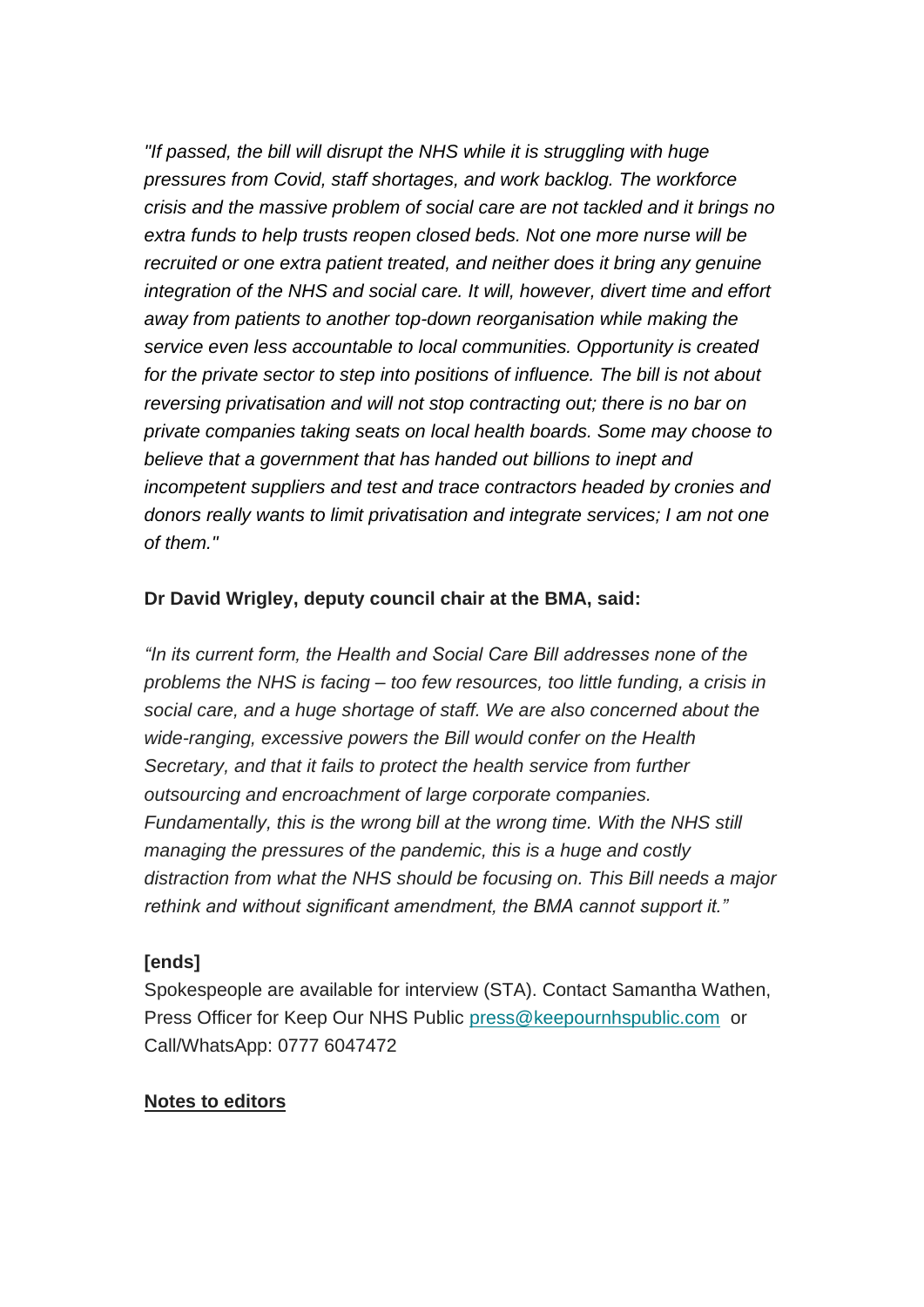*"If passed, the bill will disrupt the NHS while it is struggling with huge pressures from Covid, staff shortages, and work backlog. The workforce crisis and the massive problem of social care are not tackled and it brings no extra funds to help trusts reopen closed beds. Not one more nurse will be recruited or one extra patient treated, and neither does it bring any genuine integration of the NHS and social care. It will, however, divert time and effort away from patients to another top-down reorganisation while making the service even less accountable to local communities. Opportunity is created for the private sector to step into positions of influence. The bill is not about reversing privatisation and will not stop contracting out; there is no bar on private companies taking seats on local health boards. Some may choose to believe that a government that has handed out billions to inept and incompetent suppliers and test and trace contractors headed by cronies and donors really wants to limit privatisation and integrate services; I am not one of them."*

**Dr David Wrigley, deputy council chair at the BMA, said:**

*"In its current form, the Health and Social Care Bill addresses none of the problems the NHS is facing – too few resources, too little funding, a crisis in social care, and a huge shortage of staff. We are also concerned about the wide-ranging, excessive powers the Bill would confer on the Health Secretary, and that it fails to protect the health service from further outsourcing and encroachment of large corporate companies. Fundamentally, this is the wrong bill at the wrong time. With the NHS still managing the pressures of the pandemic, this is a huge and costly distraction from what the NHS should be focusing on. This Bill needs a major rethink and without significant amendment, the BMA cannot support it."*

**[ends]**

Spokespeople are available for interview (STA). Contact Samantha Wathen, Press Officer for Keep Our NHS Public press@keepournhspublic.com or Call/WhatsApp: 0777 6047472

**Notes to editors**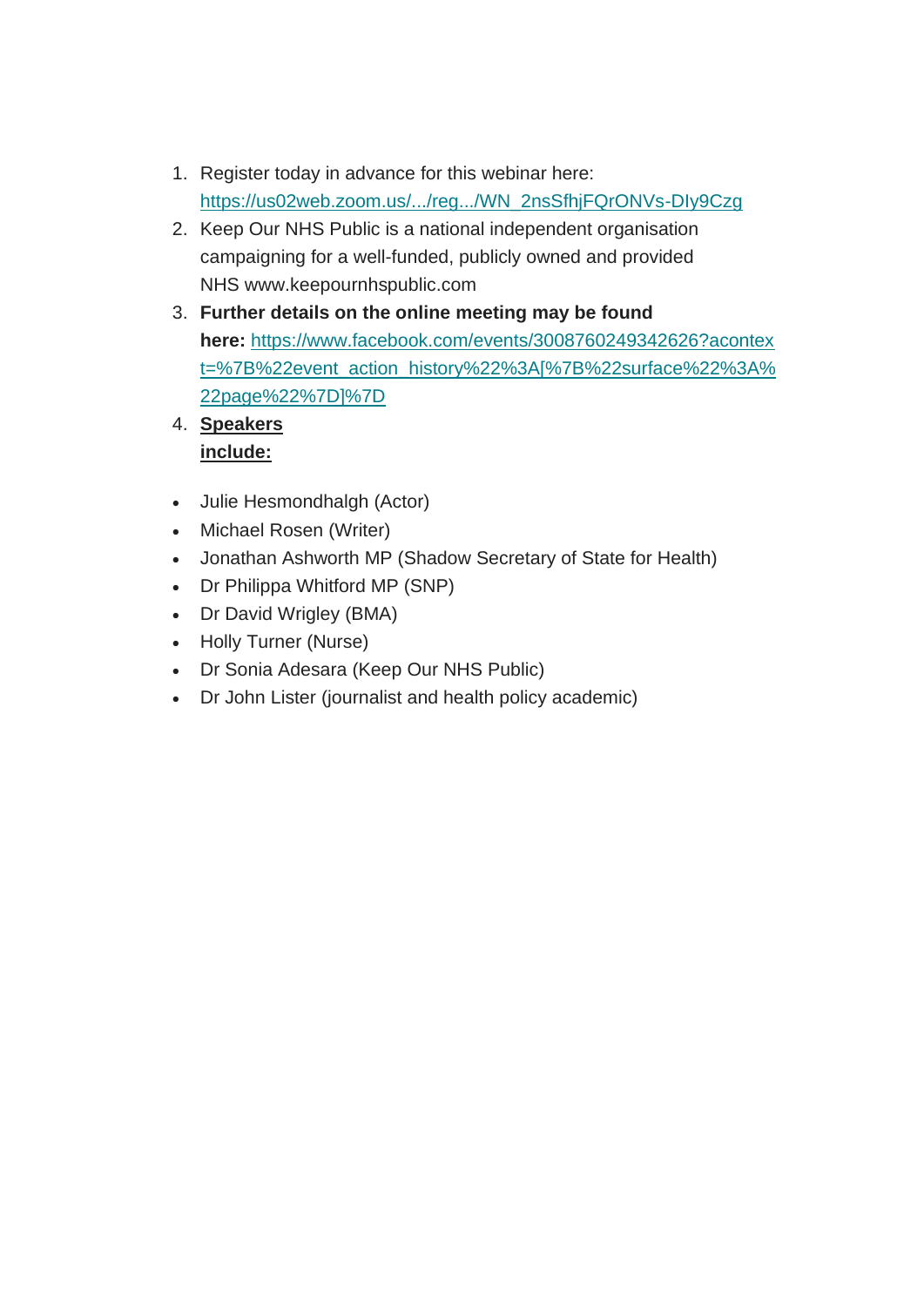1. Register today in advance for this webinar here: [https://us02web.zoom.us/.../reg.../WN_2nsSfhjFQrONVs-DIy9Czg](https://us02web.zoom.us/.../reg.../WN_2nsSfhjFQrONVs-DIy9Czg)
2. Keep Our NHS Public is a national independent organisation campaigning for a well-funded, publicly owned and provided NHS www.keepournhspublic.com
3. **Further details on the online meeting may be found here:** [https://www.facebook.com/events/3008760249342626?acontext=%7B%22event_action_history%22%3A[%7B%22surface%22%3A%22page%22%7D]%7D](https://www.facebook.com/events/3008760249342626?acontext=%7B%22event_action_history%22%3A[%7B%22surface%22%3A%22page%22%7D]%7D)
4. **Speakers include:**

- Julie Hesmondhalgh (Actor)
- Michael Rosen (Writer)
- Jonathan Ashworth MP (Shadow Secretary of State for Health)
- Dr Philippa Whitford MP (SNP)
- Dr David Wrigley (BMA)
- Holly Turner (Nurse)
- Dr Sonia Adesara (Keep Our NHS Public)
- Dr John Lister (journalist and health policy academic)